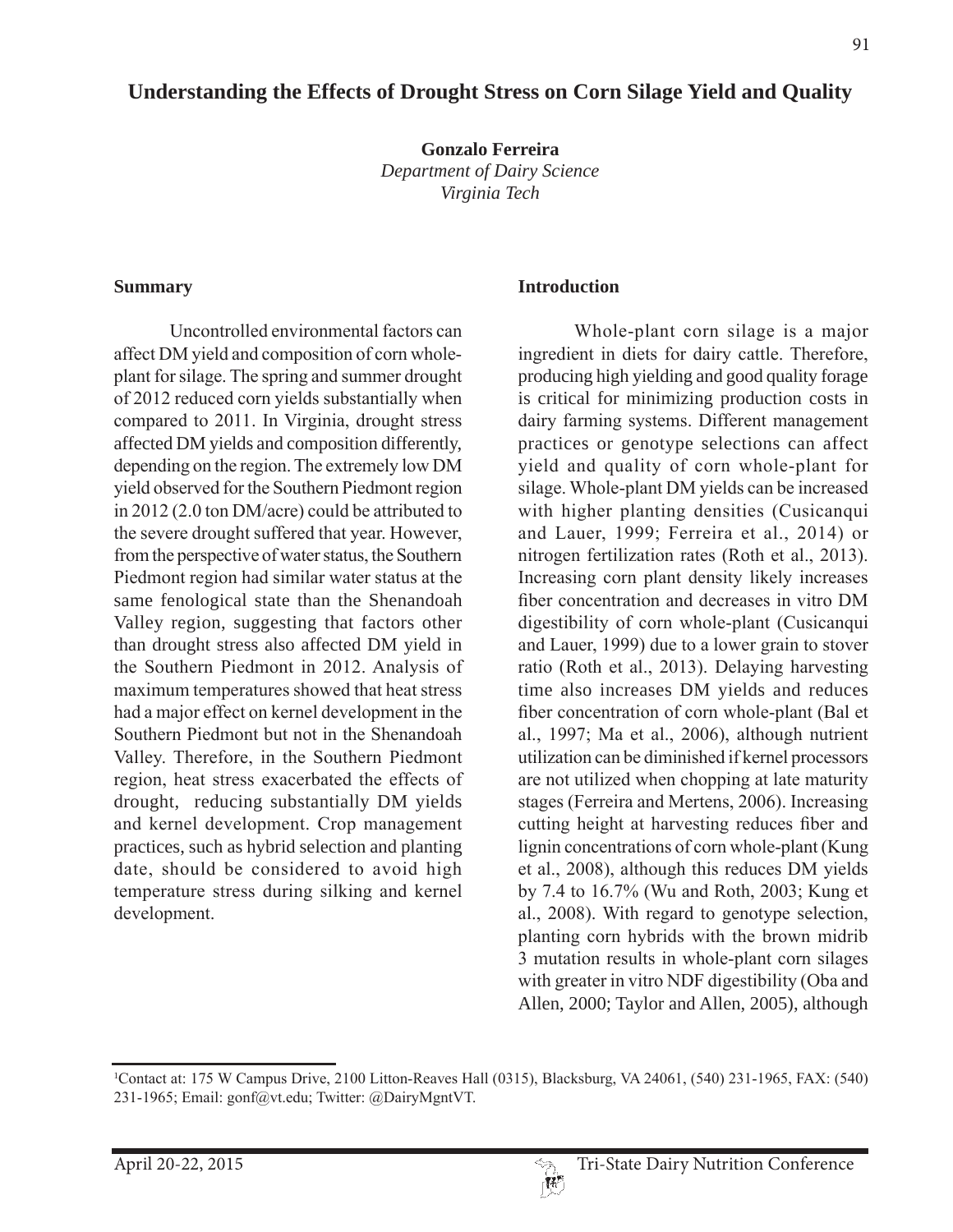# Understanding the Effects of Drought Stress on Corn Silage Yield and Quality

**Gonzalo Ferreira**
*Department of Dairy Science*
*Virginia Tech*

## Summary

Uncontrolled environmental factors can affect DM yield and composition of corn whole-plant for silage. The spring and summer drought of 2012 reduced corn yields substantially when compared to 2011. In Virginia, drought stress affected DM yields and composition differently, depending on the region. The extremely low DM yield observed for the Southern Piedmont region in 2012 (2.0 ton DM/acre) could be attributed to the severe drought suffered that year. However, from the perspective of water status, the Southern Piedmont region had similar water status at the same fenological state than the Shenandoah Valley region, suggesting that factors other than drought stress also affected DM yield in the Southern Piedmont in 2012. Analysis of maximum temperatures showed that heat stress had a major effect on kernel development in the Southern Piedmont but not in the Shenandoah Valley. Therefore, in the Southern Piedmont region, heat stress exacerbated the effects of drought, reducing substantially DM yields and kernel development. Crop management practices, such as hybrid selection and planting date, should be considered to avoid high temperature stress during silking and kernel development.

## Introduction

Whole-plant corn silage is a major ingredient in diets for dairy cattle. Therefore, producing high yielding and good quality forage is critical for minimizing production costs in dairy farming systems. Different management practices or genotype selections can affect yield and quality of corn whole-plant for silage. Whole-plant DM yields can be increased with higher planting densities (Cusicanqui and Lauer, 1999; Ferreira et al., 2014) or nitrogen fertilization rates (Roth et al., 2013). Increasing corn plant density likely increases fiber concentration and decreases in vitro DM digestibility of corn whole-plant (Cusicanqui and Lauer, 1999) due to a lower grain to stover ratio (Roth et al., 2013). Delaying harvesting time also increases DM yields and reduces fiber concentration of corn whole-plant (Bal et al., 1997; Ma et al., 2006), although nutrient utilization can be diminished if kernel processors are not utilized when chopping at late maturity stages (Ferreira and Mertens, 2006). Increasing cutting height at harvesting reduces fiber and lignin concentrations of corn whole-plant (Kung et al., 2008), although this reduces DM yields by 7.4 to 16.7% (Wu and Roth, 2003; Kung et al., 2008). With regard to genotype selection, planting corn hybrids with the brown midrib 3 mutation results in whole-plant corn silages with greater in vitro NDF digestibility (Oba and Allen, 2000; Taylor and Allen, 2005), although

[1]Contact at: 175 W Campus Drive, 2100 Litton-Reaves Hall (0315), Blacksburg, VA 24061, (540) 231-1965, FAX: (540) 231-1965; Email: gonf@vt.edu; Twitter: @DairyMgntVT.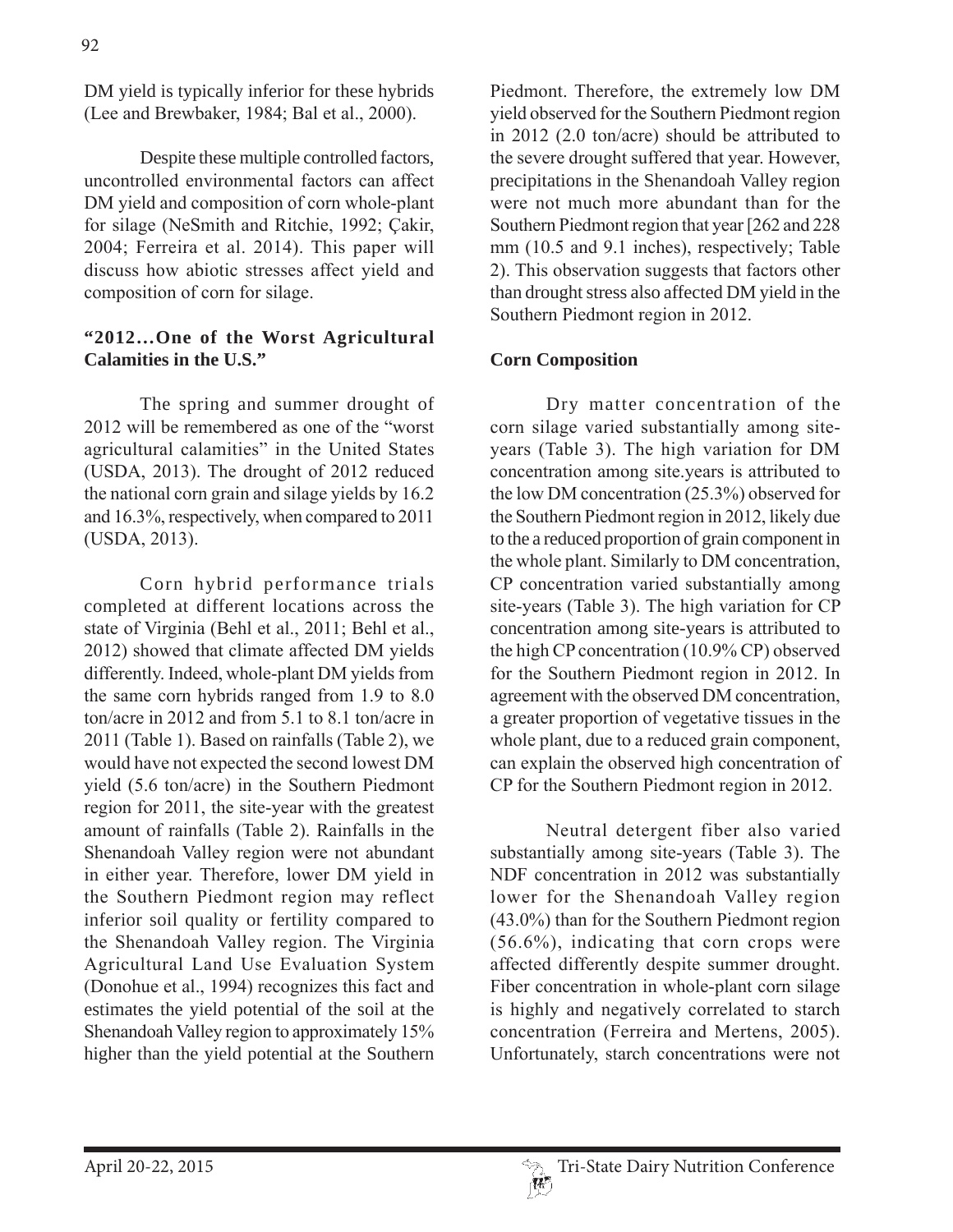DM yield is typically inferior for these hybrids (Lee and Brewbaker, 1984; Bal et al., 2000).

Despite these multiple controlled factors, uncontrolled environmental factors can affect DM yield and composition of corn whole-plant for silage (NeSmith and Ritchie, 1992; Çakir, 2004; Ferreira et al. 2014). This paper will discuss how abiotic stresses affect yield and composition of corn for silage.

### "2012…One of the Worst Agricultural Calamities in the U.S."

The spring and summer drought of 2012 will be remembered as one of the "worst agricultural calamities" in the United States (USDA, 2013). The drought of 2012 reduced the national corn grain and silage yields by 16.2 and 16.3%, respectively, when compared to 2011 (USDA, 2013).

Corn hybrid performance trials completed at different locations across the state of Virginia (Behl et al., 2011; Behl et al., 2012) showed that climate affected DM yields differently. Indeed, whole-plant DM yields from the same corn hybrids ranged from 1.9 to 8.0 ton/acre in 2012 and from 5.1 to 8.1 ton/acre in 2011 (Table 1). Based on rainfalls (Table 2), we would have not expected the second lowest DM yield (5.6 ton/acre) in the Southern Piedmont region for 2011, the site-year with the greatest amount of rainfalls (Table 2). Rainfalls in the Shenandoah Valley region were not abundant in either year. Therefore, lower DM yield in the Southern Piedmont region may reflect inferior soil quality or fertility compared to the Shenandoah Valley region. The Virginia Agricultural Land Use Evaluation System (Donohue et al., 1994) recognizes this fact and estimates the yield potential of the soil at the Shenandoah Valley region to approximately 15% higher than the yield potential at the Southern Piedmont. Therefore, the extremely low DM yield observed for the Southern Piedmont region in 2012 (2.0 ton/acre) should be attributed to the severe drought suffered that year. However, precipitations in the Shenandoah Valley region were not much more abundant than for the Southern Piedmont region that year [262 and 228 mm (10.5 and 9.1 inches), respectively; Table 2). This observation suggests that factors other than drought stress also affected DM yield in the Southern Piedmont region in 2012.

### Corn Composition

Dry matter concentration of the corn silage varied substantially among site-years (Table 3). The high variation for DM concentration among site.years is attributed to the low DM concentration (25.3%) observed for the Southern Piedmont region in 2012, likely due to the a reduced proportion of grain component in the whole plant. Similarly to DM concentration, CP concentration varied substantially among site-years (Table 3). The high variation for CP concentration among site-years is attributed to the high CP concentration (10.9% CP) observed for the Southern Piedmont region in 2012. In agreement with the observed DM concentration, a greater proportion of vegetative tissues in the whole plant, due to a reduced grain component, can explain the observed high concentration of CP for the Southern Piedmont region in 2012.

Neutral detergent fiber also varied substantially among site-years (Table 3). The NDF concentration in 2012 was substantially lower for the Shenandoah Valley region (43.0%) than for the Southern Piedmont region (56.6%), indicating that corn crops were affected differently despite summer drought. Fiber concentration in whole-plant corn silage is highly and negatively correlated to starch concentration (Ferreira and Mertens, 2005). Unfortunately, starch concentrations were not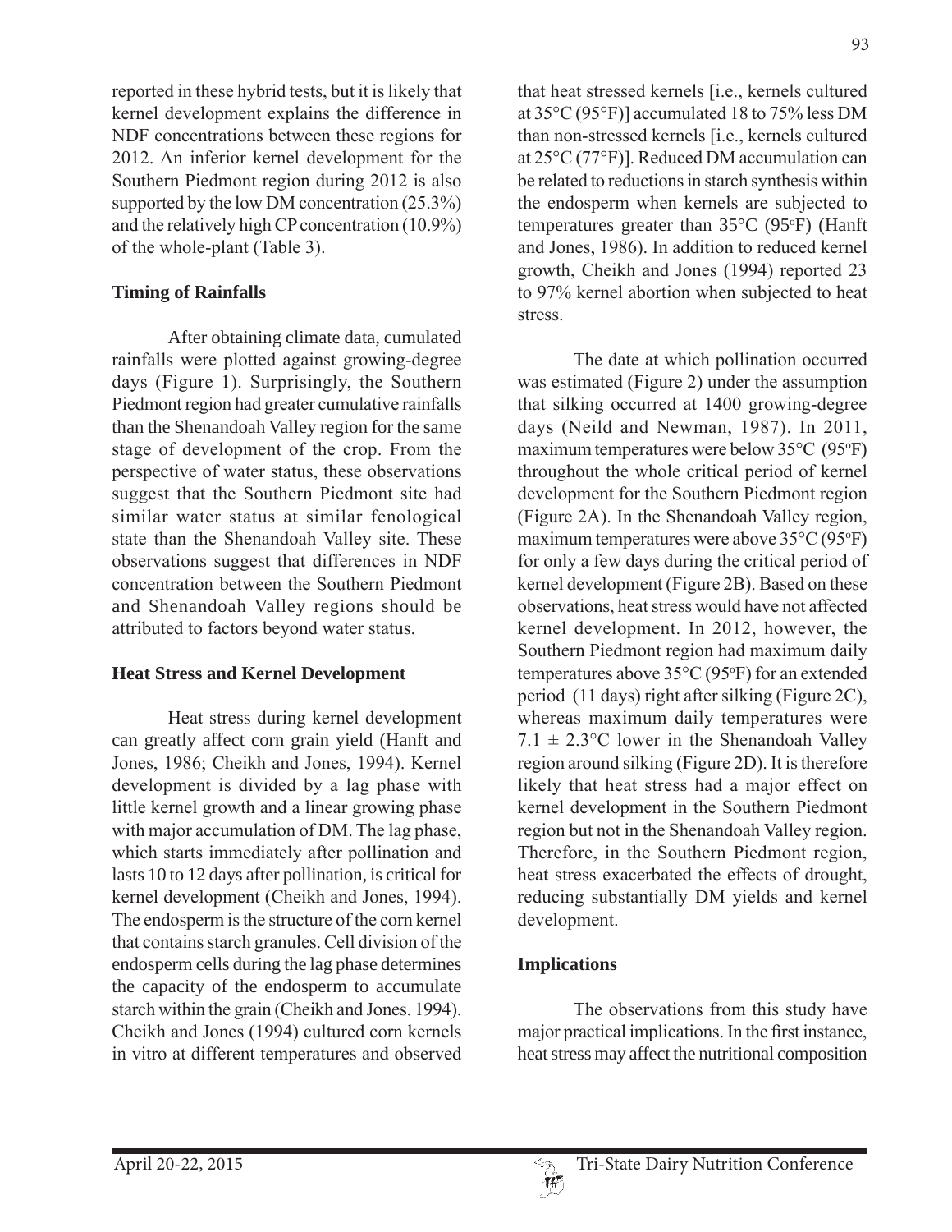reported in these hybrid tests, but it is likely that kernel development explains the difference in NDF concentrations between these regions for 2012. An inferior kernel development for the Southern Piedmont region during 2012 is also supported by the low DM concentration (25.3%) and the relatively high CP concentration (10.9%) of the whole-plant (Table 3).

### Timing of Rainfalls

After obtaining climate data, cumulated rainfalls were plotted against growing-degree days (Figure 1). Surprisingly, the Southern Piedmont region had greater cumulative rainfalls than the Shenandoah Valley region for the same stage of development of the crop. From the perspective of water status, these observations suggest that the Southern Piedmont site had similar water status at similar fenological state than the Shenandoah Valley site. These observations suggest that differences in NDF concentration between the Southern Piedmont and Shenandoah Valley regions should be attributed to factors beyond water status.

### Heat Stress and Kernel Development

Heat stress during kernel development can greatly affect corn grain yield (Hanft and Jones, 1986; Cheikh and Jones, 1994). Kernel development is divided by a lag phase with little kernel growth and a linear growing phase with major accumulation of DM. The lag phase, which starts immediately after pollination and lasts 10 to 12 days after pollination, is critical for kernel development (Cheikh and Jones, 1994). The endosperm is the structure of the corn kernel that contains starch granules. Cell division of the endosperm cells during the lag phase determines the capacity of the endosperm to accumulate starch within the grain (Cheikh and Jones. 1994). Cheikh and Jones (1994) cultured corn kernels in vitro at different temperatures and observed that heat stressed kernels [i.e., kernels cultured at 35°C (95°F)] accumulated 18 to 75% less DM than non-stressed kernels [i.e., kernels cultured at 25°C (77°F)]. Reduced DM accumulation can be related to reductions in starch synthesis within the endosperm when kernels are subjected to temperatures greater than 35°C (95°F) (Hanft and Jones, 1986). In addition to reduced kernel growth, Cheikh and Jones (1994) reported 23 to 97% kernel abortion when subjected to heat stress.

The date at which pollination occurred was estimated (Figure 2) under the assumption that silking occurred at 1400 growing-degree days (Neild and Newman, 1987). In 2011, maximum temperatures were below 35°C (95°F) throughout the whole critical period of kernel development for the Southern Piedmont region (Figure 2A). In the Shenandoah Valley region, maximum temperatures were above 35°C (95°F) for only a few days during the critical period of kernel development (Figure 2B). Based on these observations, heat stress would have not affected kernel development. In 2012, however, the Southern Piedmont region had maximum daily temperatures above 35°C (95°F) for an extended period (11 days) right after silking (Figure 2C), whereas maximum daily temperatures were $7.1 \pm 2.3$°C lower in the Shenandoah Valley region around silking (Figure 2D). It is therefore likely that heat stress had a major effect on kernel development in the Southern Piedmont region but not in the Shenandoah Valley region. Therefore, in the Southern Piedmont region, heat stress exacerbated the effects of drought, reducing substantially DM yields and kernel development.

### Implications

The observations from this study have major practical implications. In the first instance, heat stress may affect the nutritional composition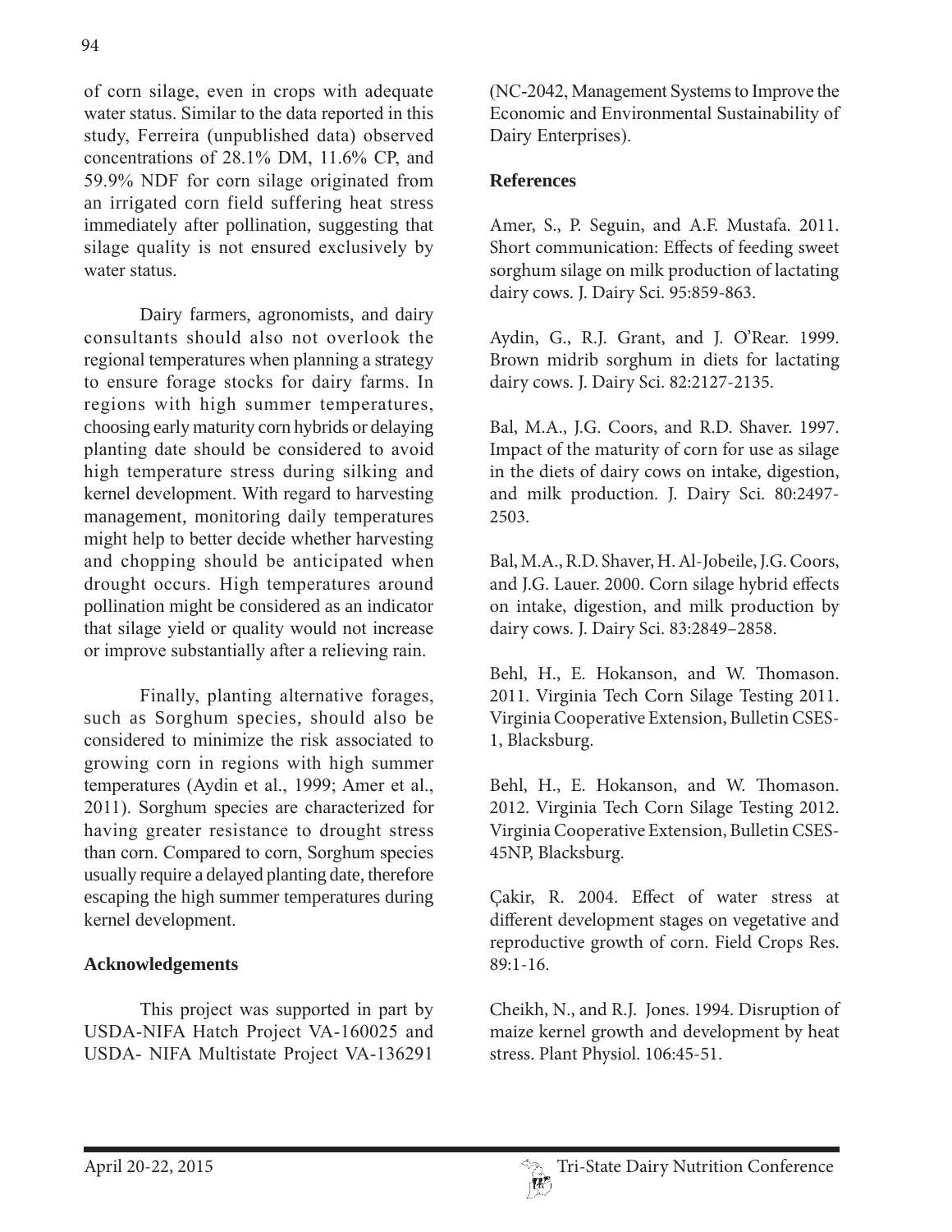of corn silage, even in crops with adequate water status. Similar to the data reported in this study, Ferreira (unpublished data) observed concentrations of 28.1% DM, 11.6% CP, and 59.9% NDF for corn silage originated from an irrigated corn field suffering heat stress immediately after pollination, suggesting that silage quality is not ensured exclusively by water status.

Dairy farmers, agronomists, and dairy consultants should also not overlook the regional temperatures when planning a strategy to ensure forage stocks for dairy farms. In regions with high summer temperatures, choosing early maturity corn hybrids or delaying planting date should be considered to avoid high temperature stress during silking and kernel development. With regard to harvesting management, monitoring daily temperatures might help to better decide whether harvesting and chopping should be anticipated when drought occurs. High temperatures around pollination might be considered as an indicator that silage yield or quality would not increase or improve substantially after a relieving rain.

Finally, planting alternative forages, such as Sorghum species, should also be considered to minimize the risk associated to growing corn in regions with high summer temperatures (Aydin et al., 1999; Amer et al., 2011). Sorghum species are characterized for having greater resistance to drought stress than corn. Compared to corn, Sorghum species usually require a delayed planting date, therefore escaping the high summer temperatures during kernel development.

## Acknowledgements

This project was supported in part by USDA-NIFA Hatch Project VA-160025 and USDA- NIFA Multistate Project VA-136291 (NC-2042, Management Systems to Improve the Economic and Environmental Sustainability of Dairy Enterprises).

## References

Amer, S., P. Seguin, and A.F. Mustafa. 2011. Short communication: Effects of feeding sweet sorghum silage on milk production of lactating dairy cows. J. Dairy Sci. 95:859-863.

Aydin, G., R.J. Grant, and J. O'Rear. 1999. Brown midrib sorghum in diets for lactating dairy cows. J. Dairy Sci. 82:2127-2135.

Bal, M.A., J.G. Coors, and R.D. Shaver. 1997. Impact of the maturity of corn for use as silage in the diets of dairy cows on intake, digestion, and milk production. J. Dairy Sci. 80:2497-2503.

Bal, M.A., R.D. Shaver, H. Al-Jobeile, J.G. Coors, and J.G. Lauer. 2000. Corn silage hybrid effects on intake, digestion, and milk production by dairy cows. J. Dairy Sci. 83:2849–2858.

Behl, H., E. Hokanson, and W. Thomason. 2011. Virginia Tech Corn Silage Testing 2011. Virginia Cooperative Extension, Bulletin CSES-1, Blacksburg.

Behl, H., E. Hokanson, and W. Thomason. 2012. Virginia Tech Corn Silage Testing 2012. Virginia Cooperative Extension, Bulletin CSES-45NP, Blacksburg.

Çakir, R. 2004. Effect of water stress at different development stages on vegetative and reproductive growth of corn. Field Crops Res. 89:1-16.

Cheikh, N., and R.J. Jones. 1994. Disruption of maize kernel growth and development by heat stress. Plant Physiol. 106:45-51.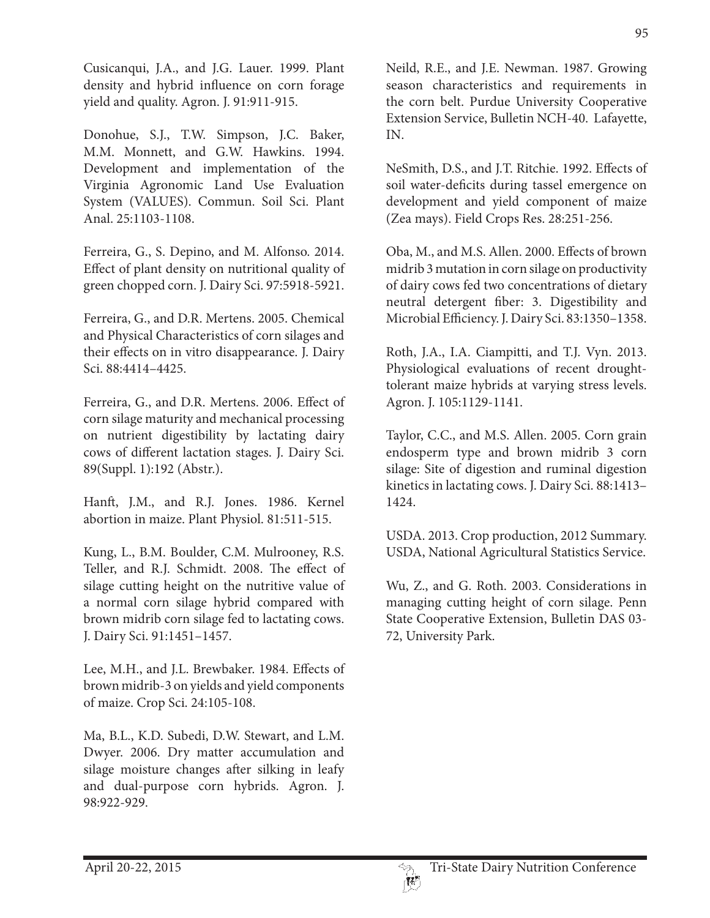Cusicanqui, J.A., and J.G. Lauer. 1999. Plant density and hybrid influence on corn forage yield and quality. Agron. J. 91:911-915.

Donohue, S.J., T.W. Simpson, J.C. Baker, M.M. Monnett, and G.W. Hawkins. 1994. Development and implementation of the Virginia Agronomic Land Use Evaluation System (VALUES). Commun. Soil Sci. Plant Anal. 25:1103-1108.

Ferreira, G., S. Depino, and M. Alfonso. 2014. Effect of plant density on nutritional quality of green chopped corn. J. Dairy Sci. 97:5918-5921.

Ferreira, G., and D.R. Mertens. 2005. Chemical and Physical Characteristics of corn silages and their effects on in vitro disappearance. J. Dairy Sci. 88:4414–4425.

Ferreira, G., and D.R. Mertens. 2006. Effect of corn silage maturity and mechanical processing on nutrient digestibility by lactating dairy cows of different lactation stages. J. Dairy Sci. 89(Suppl. 1):192 (Abstr.).

Hanft, J.M., and R.J. Jones. 1986. Kernel abortion in maize. Plant Physiol. 81:511-515.

Kung, L., B.M. Boulder, C.M. Mulrooney, R.S. Teller, and R.J. Schmidt. 2008. The effect of silage cutting height on the nutritive value of a normal corn silage hybrid compared with brown midrib corn silage fed to lactating cows. J. Dairy Sci. 91:1451–1457.

Lee, M.H., and J.L. Brewbaker. 1984. Effects of brown midrib-3 on yields and yield components of maize. Crop Sci. 24:105-108.

Ma, B.L., K.D. Subedi, D.W. Stewart, and L.M. Dwyer. 2006. Dry matter accumulation and silage moisture changes after silking in leafy and dual-purpose corn hybrids. Agron. J. 98:922-929.

Neild, R.E., and J.E. Newman. 1987. Growing season characteristics and requirements in the corn belt. Purdue University Cooperative Extension Service, Bulletin NCH-40. Lafayette, IN.

NeSmith, D.S., and J.T. Ritchie. 1992. Effects of soil water-deficits during tassel emergence on development and yield component of maize (Zea mays). Field Crops Res. 28:251-256.

Oba, M., and M.S. Allen. 2000. Effects of brown midrib 3 mutation in corn silage on productivity of dairy cows fed two concentrations of dietary neutral detergent fiber: 3. Digestibility and Microbial Efficiency. J. Dairy Sci. 83:1350–1358.

Roth, J.A., I.A. Ciampitti, and T.J. Vyn. 2013. Physiological evaluations of recent drought-tolerant maize hybrids at varying stress levels. Agron. J. 105:1129-1141.

Taylor, C.C., and M.S. Allen. 2005. Corn grain endosperm type and brown midrib 3 corn silage: Site of digestion and ruminal digestion kinetics in lactating cows. J. Dairy Sci. 88:1413–1424.

USDA. 2013. Crop production, 2012 Summary. USDA, National Agricultural Statistics Service.

Wu, Z., and G. Roth. 2003. Considerations in managing cutting height of corn silage. Penn State Cooperative Extension, Bulletin DAS 03-72, University Park.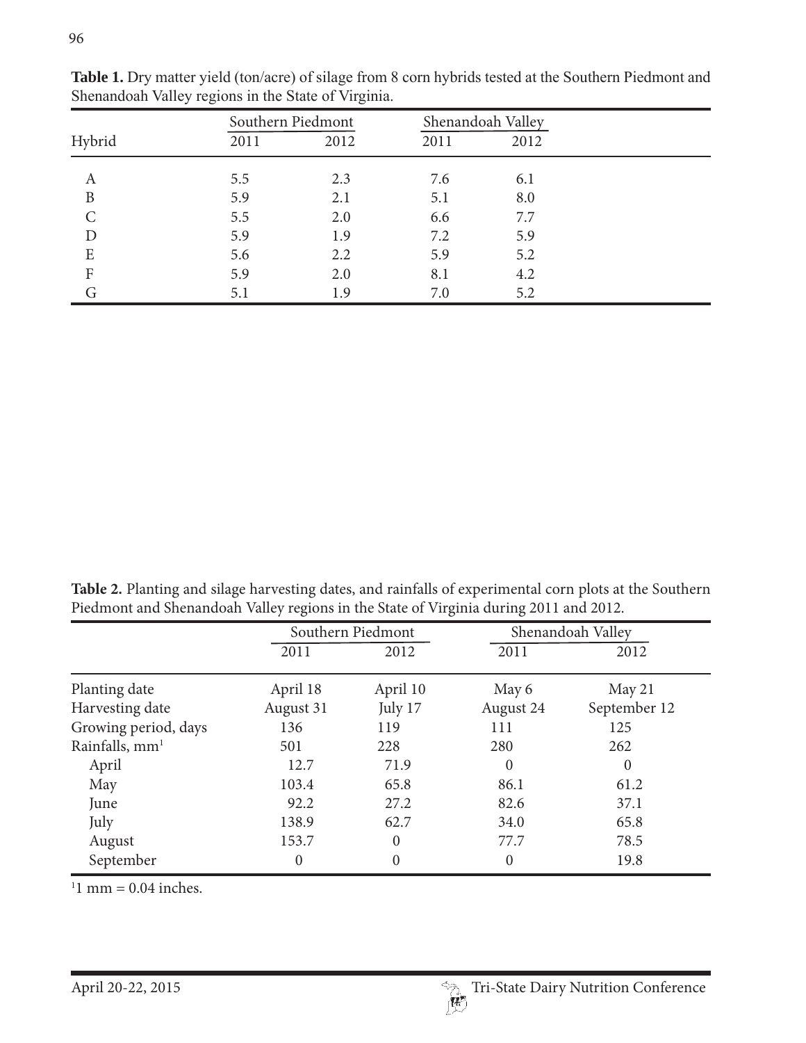**Table 1.** Dry matter yield (ton/acre) of silage from 8 corn hybrids tested at the Southern Piedmont and Shenandoah Valley regions in the State of Virginia.

| Hybrid | Southern Piedmont | | Shenandoah Valley | |
|---|---|---|---|---|
| | 2011 | 2012 | 2011 | 2012 |
| A | 5.5 | 2.3 | 7.6 | 6.1 |
| B | 5.9 | 2.1 | 5.1 | 8.0 |
| C | 5.5 | 2.0 | 6.6 | 7.7 |
| D | 5.9 | 1.9 | 7.2 | 5.9 |
| E | 5.6 | 2.2 | 5.9 | 5.2 |
| F | 5.9 | 2.0 | 8.1 | 4.2 |
| G | 5.1 | 1.9 | 7.0 | 5.2 |

**Table 2.** Planting and silage harvesting dates, and rainfalls of experimental corn plots at the Southern Piedmont and Shenandoah Valley regions in the State of Virginia during 2011 and 2012.

| | Southern Piedmont | | Shenandoah Valley | |
|---|---|---|---|---|
| | 2011 | 2012 | 2011 | 2012 |
| Planting date | April 18 | April 10 | May 6 | May 21 |
| Harvesting date | August 31 | July 17 | August 24 | September 12 |
| Growing period, days | 136 | 119 | 111 | 125 |
| Rainfalls, mm[1] | 501 | 228 | 280 | 262 |
| April | 12.7 | 71.9 | 0 | 0 |
| May | 103.4 | 65.8 | 86.1 | 61.2 |
| June | 92.2 | 27.2 | 82.6 | 37.1 |
| July | 138.9 | 62.7 | 34.0 | 65.8 |
| August | 153.7 | 0 | 77.7 | 78.5 |
| September | 0 | 0 | 0 | 19.8 |

[1]1 mm = 0.04 inches.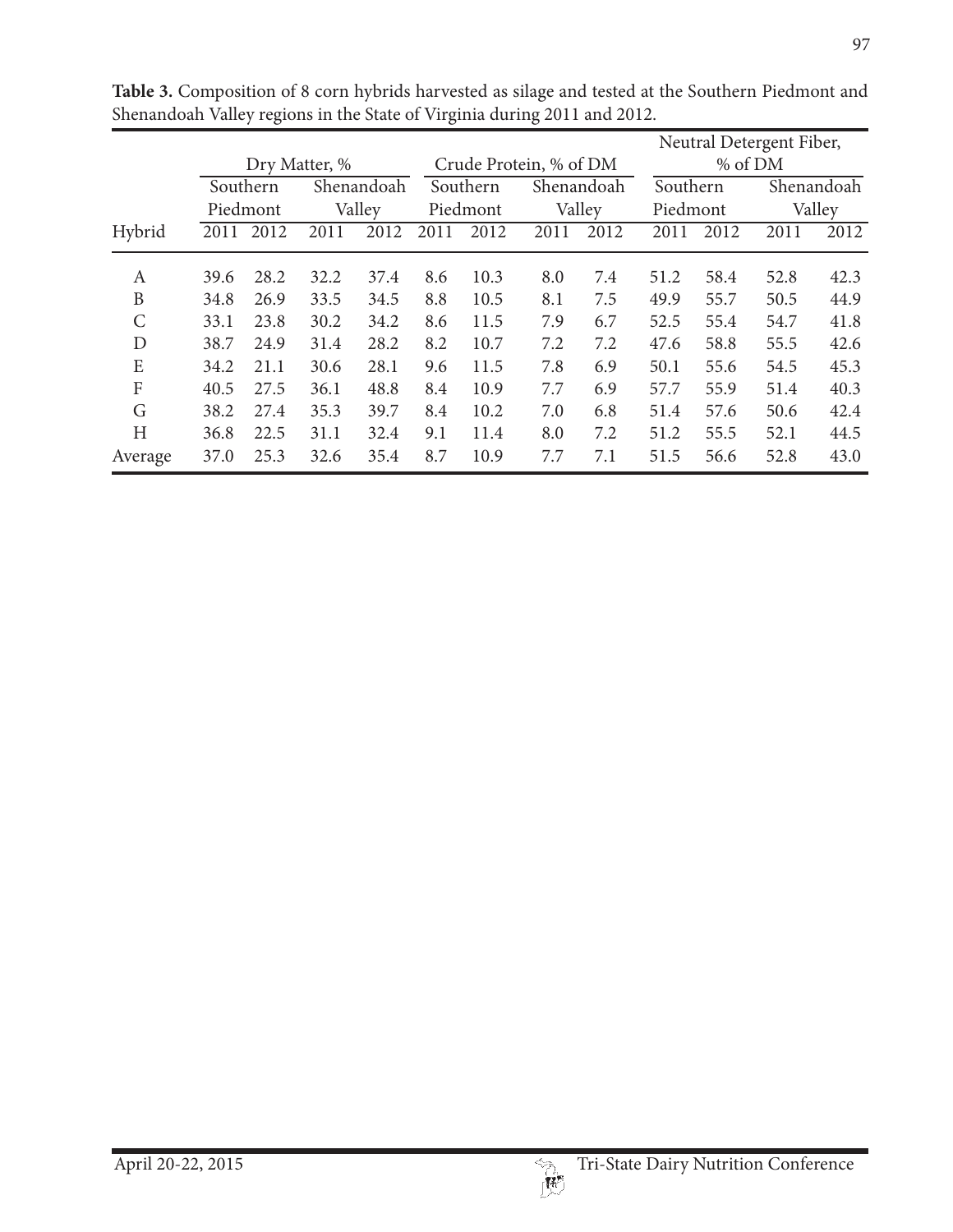**Table 3.** Composition of 8 corn hybrids harvested as silage and tested at the Southern Piedmont and Shenandoah Valley regions in the State of Virginia during 2011 and 2012.

| | Dry Matter, % | | | | Crude Protein, % of DM | | | | Neutral Detergent Fiber, % of DM | | | |
|---|---|---|---|---|---|---|---|---|---|---|---|---|
| | Southern Piedmont | | Shenandoah Valley | | Southern Piedmont | | Shenandoah Valley | | Southern Piedmont | | Shenandoah Valley | |
| Hybrid | 2011 | 2012 | 2011 | 2012 | 2011 | 2012 | 2011 | 2012 | 2011 | 2012 | 2011 | 2012 |
| A | 39.6 | 28.2 | 32.2 | 37.4 | 8.6 | 10.3 | 8.0 | 7.4 | 51.2 | 58.4 | 52.8 | 42.3 |
| B | 34.8 | 26.9 | 33.5 | 34.5 | 8.8 | 10.5 | 8.1 | 7.5 | 49.9 | 55.7 | 50.5 | 44.9 |
| C | 33.1 | 23.8 | 30.2 | 34.2 | 8.6 | 11.5 | 7.9 | 6.7 | 52.5 | 55.4 | 54.7 | 41.8 |
| D | 38.7 | 24.9 | 31.4 | 28.2 | 8.2 | 10.7 | 7.2 | 7.2 | 47.6 | 58.8 | 55.5 | 42.6 |
| E | 34.2 | 21.1 | 30.6 | 28.1 | 9.6 | 11.5 | 7.8 | 6.9 | 50.1 | 55.6 | 54.5 | 45.3 |
| F | 40.5 | 27.5 | 36.1 | 48.8 | 8.4 | 10.9 | 7.7 | 6.9 | 57.7 | 55.9 | 51.4 | 40.3 |
| G | 38.2 | 27.4 | 35.3 | 39.7 | 8.4 | 10.2 | 7.0 | 6.8 | 51.4 | 57.6 | 50.6 | 42.4 |
| H | 36.8 | 22.5 | 31.1 | 32.4 | 9.1 | 11.4 | 8.0 | 7.2 | 51.2 | 55.5 | 52.1 | 44.5 |
| Average | 37.0 | 25.3 | 32.6 | 35.4 | 8.7 | 10.9 | 7.7 | 7.1 | 51.5 | 56.6 | 52.8 | 43.0 |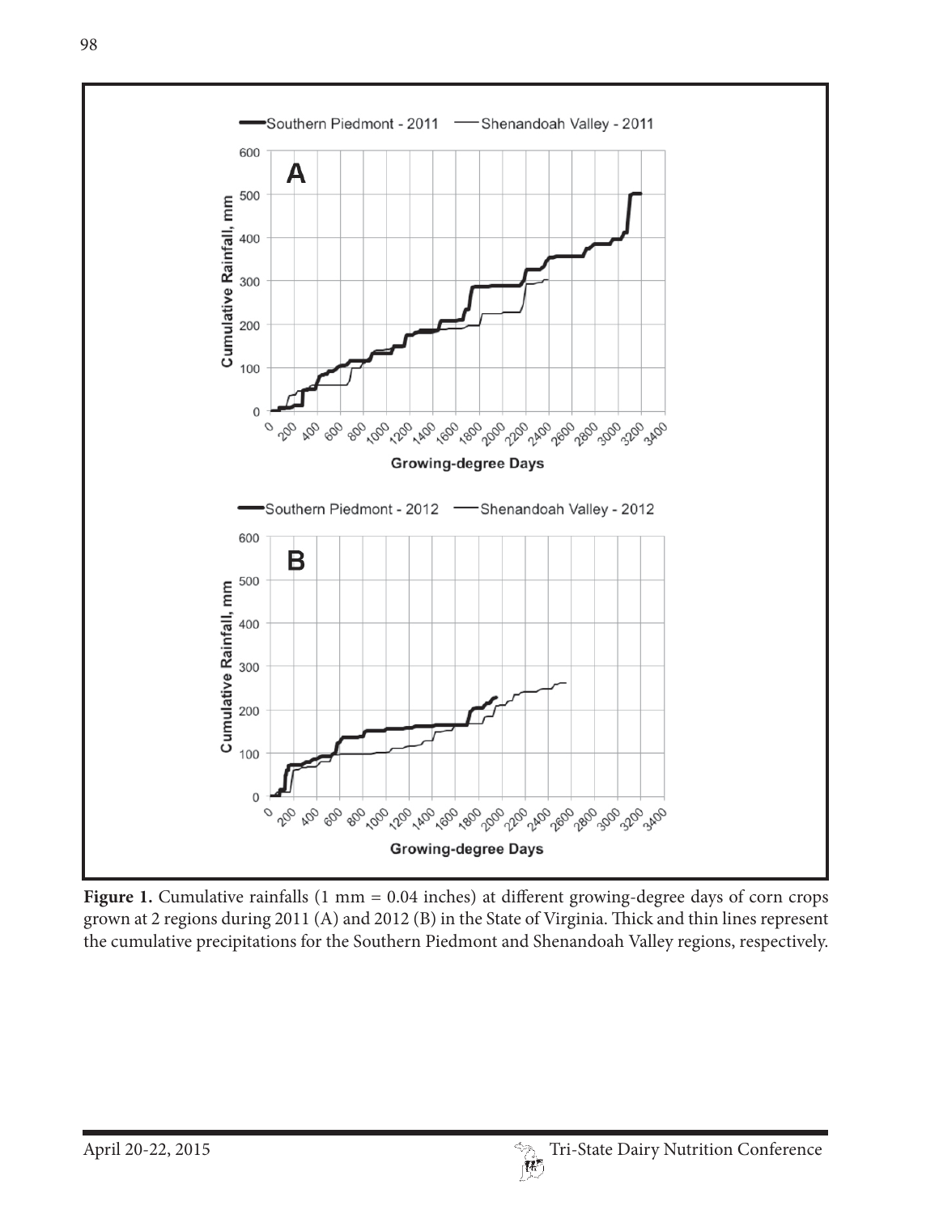**Figure 1.** Cumulative rainfalls (1 mm = 0.04 inches) at different growing-degree days of corn crops grown at 2 regions during 2011 (A) and 2012 (B) in the State of Virginia. Thick and thin lines represent the cumulative precipitations for the Southern Piedmont and Shenandoah Valley regions, respectively.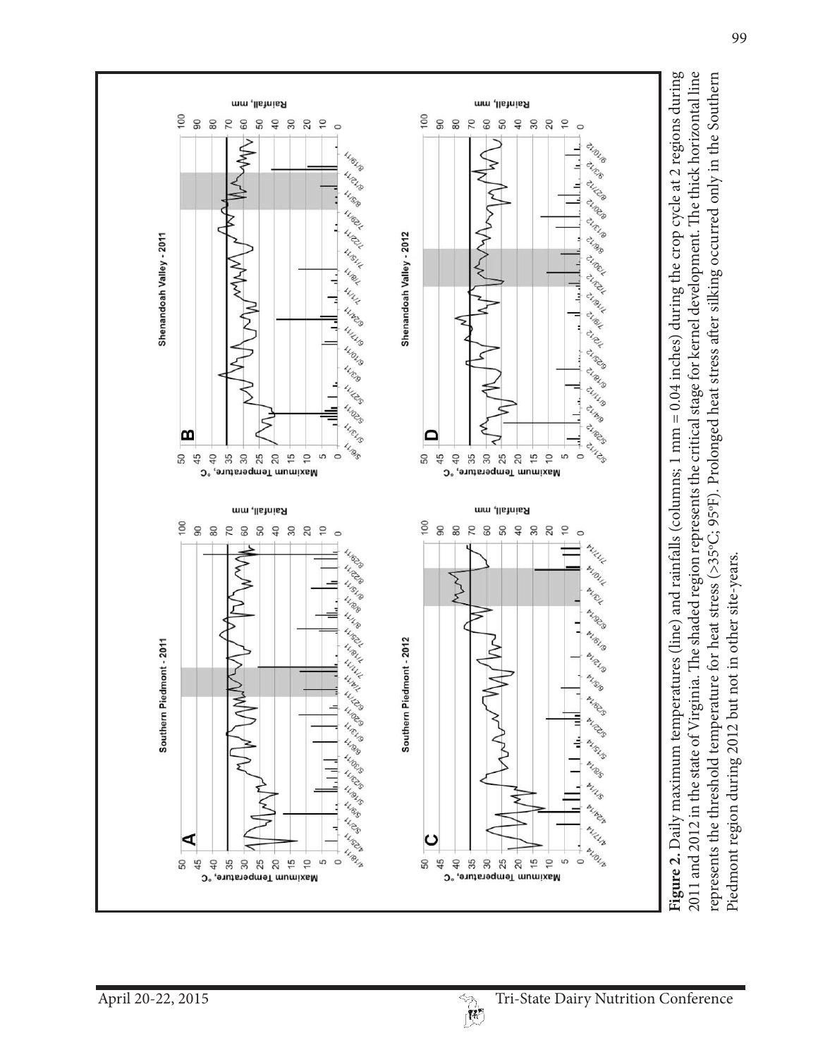A

Southern Piedmont - 2011

Maximum Temperature, °C

Rainfall, mm

50 45 40 35 30 25 20 15 10 5 0

100 90 80 70 60 50 40 30 20 10 0

4/18/11 4/25/11 5/2/11 5/9/11 5/16/11 5/23/11 5/30/11 6/6/11 6/13/11 6/20/11 6/27/11 7/4/11 7/11/11 7/18/11 7/25/11 8/1/11 8/8/11 8/15/11 8/22/11 8/29/11

B

Shenandoah Valley - 2011

Maximum Temperature, °C

Rainfall, mm

50 45 40 35 30 25 20 15 10 5 0

100 90 80 70 60 50 40 30 20 10 0

5/6/11 5/13/11 5/20/11 5/27/11 6/3/11 6/10/11 6/17/11 6/24/11 7/1/11 7/8/11 7/15/11 7/22/11 7/29/11 8/5/11 8/12/11 8/19/11

C

Southern Piedmont - 2012

Maximum Temperature, °C

Rainfall, mm

50 45 40 35 30 25 20 15 10 5 0

100 90 80 70 60 50 40 30 20 10 0

4/10/14 4/17/14 4/24/14 5/1/14 5/8/14 5/15/14 5/22/14 5/29/14 6/5/14 6/12/14 6/19/14 6/26/14 7/3/14 7/10/14 7/17/14

D

Shenandoah Valley - 2012

Maximum Temperature, °C

Rainfall, mm

50 45 40 35 30 25 20 15 10 5 0

100 90 80 70 60 50 40 30 20 10 0

5/21/12 5/28/12 6/4/12 6/11/12 6/18/12 6/25/12 7/2/12 7/9/12 7/16/12 7/23/12 7/30/12 8/6/12 8/13/12 8/20/12 8/27/12 9/3/12 9/10/12

**Figure 2.** Daily maximum temperatures (line) and rainfalls (columns; 1 mm = 0.04 inches) during the crop cycle at 2 regions during 2011 and 2012 in the state of Virginia. The shaded region represents the critical stage for kernel development. The thick horizontal line represents the threshold temperature for heat stress (>35°C; 95°F). Prolonged heat stress after silking occurred only in the Southern Piedmont region during 2012 but not in other site-years.